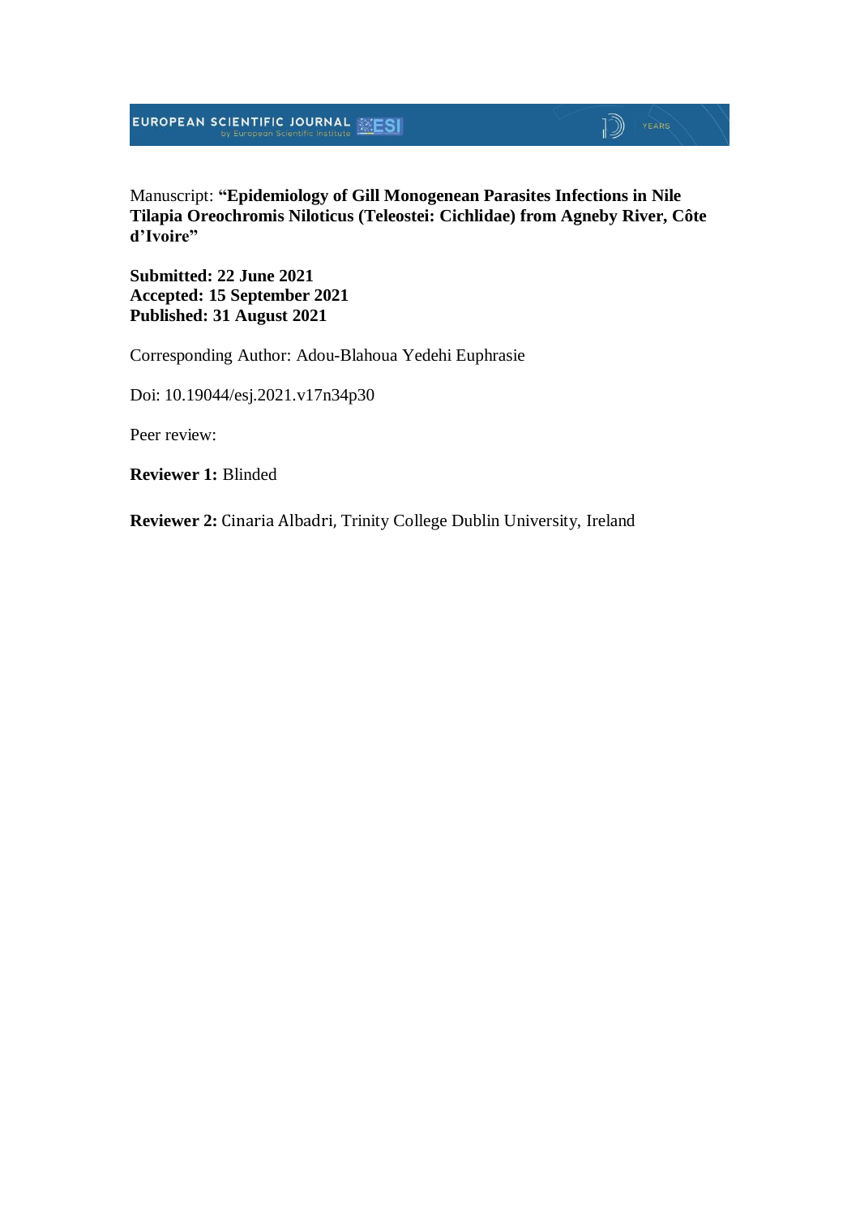Manuscript: **"Epidemiology of Gill Monogenean Parasites Infections in Nile Tilapia Oreochromis Niloticus (Teleostei: Cichlidae) from Agneby River, Côte d'Ivoire"**

**Submitted: 22 June 2021**
**Accepted: 15 September 2021**
**Published: 31 August 2021**

Corresponding Author: Adou-Blahoua Yedehi Euphrasie

Doi: 10.19044/esj.2021.v17n34p30

Peer review:

**Reviewer 1:** Blinded

**Reviewer 2:** Cinaria Albadri, Trinity College Dublin University, Ireland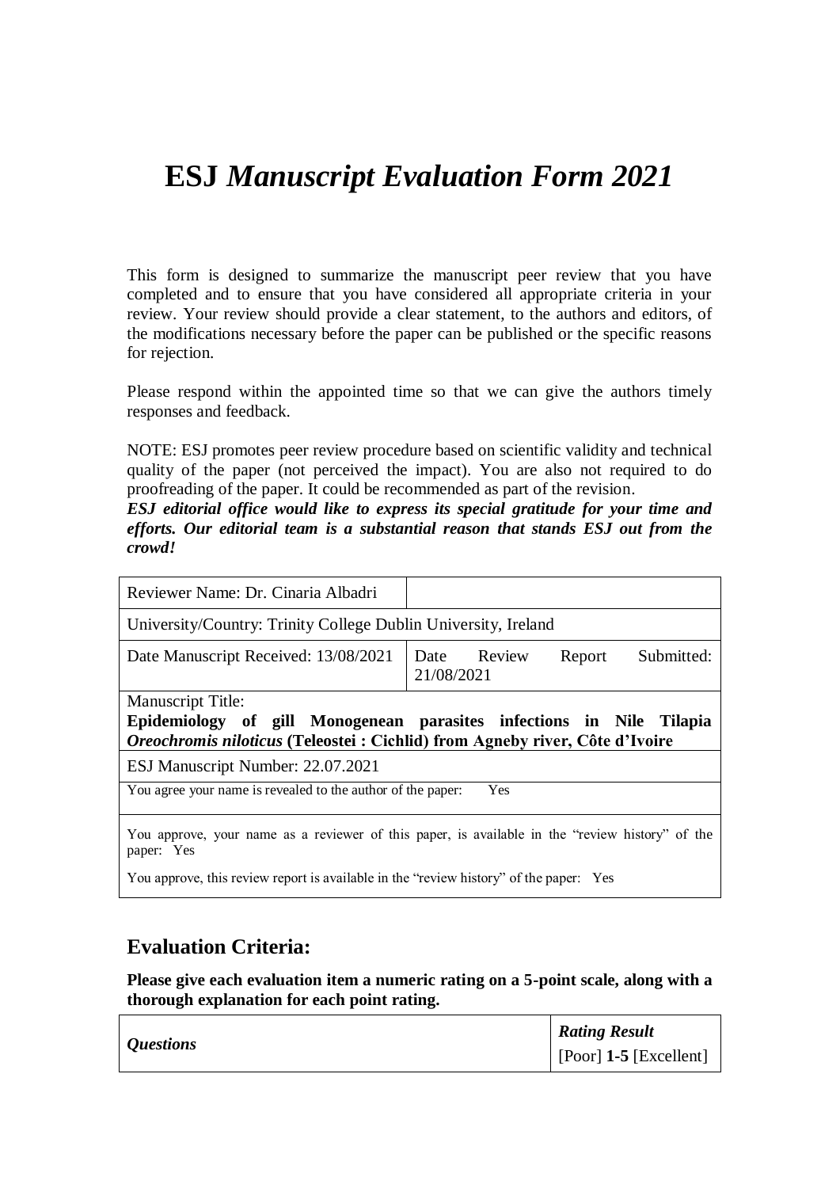# ESJ *Manuscript Evaluation Form 2021*

This form is designed to summarize the manuscript peer review that you have completed and to ensure that you have considered all appropriate criteria in your review. Your review should provide a clear statement, to the authors and editors, of the modifications necessary before the paper can be published or the specific reasons for rejection.

Please respond within the appointed time so that we can give the authors timely responses and feedback.

NOTE: ESJ promotes peer review procedure based on scientific validity and technical quality of the paper (not perceived the impact). You are also not required to do proofreading of the paper. It could be recommended as part of the revision.

***ESJ editorial office would like to express its special gratitude for your time and efforts. Our editorial team is a substantial reason that stands ESJ out from the crowd!***

| Reviewer Name: Dr. Cinaria Albadri | |
|---|---|
| University/Country: Trinity College Dublin University, Ireland | |
| Date Manuscript Received: 13/08/2021 | Date Review Report Submitted: 21/08/2021 |
| Manuscript Title: **Epidemiology of gill Monogenean parasites infections in Nile Tilapia *Oreochromis niloticus* (Teleostei : Cichlid) from Agneby river, Côte d'Ivoire** | |
| ESJ Manuscript Number: 22.07.2021 | |
| You agree your name is revealed to the author of the paper: Yes | |
| You approve, your name as a reviewer of this paper, is available in the "review history" of the paper: Yes<br>You approve, this review report is available in the "review history" of the paper: Yes | |

## Evaluation Criteria:

**Please give each evaluation item a numeric rating on a 5-point scale, along with a thorough explanation for each point rating.**

| *Questions* | ***Rating Result***<br>[Poor] **1-5** [Excellent] |
|---|---|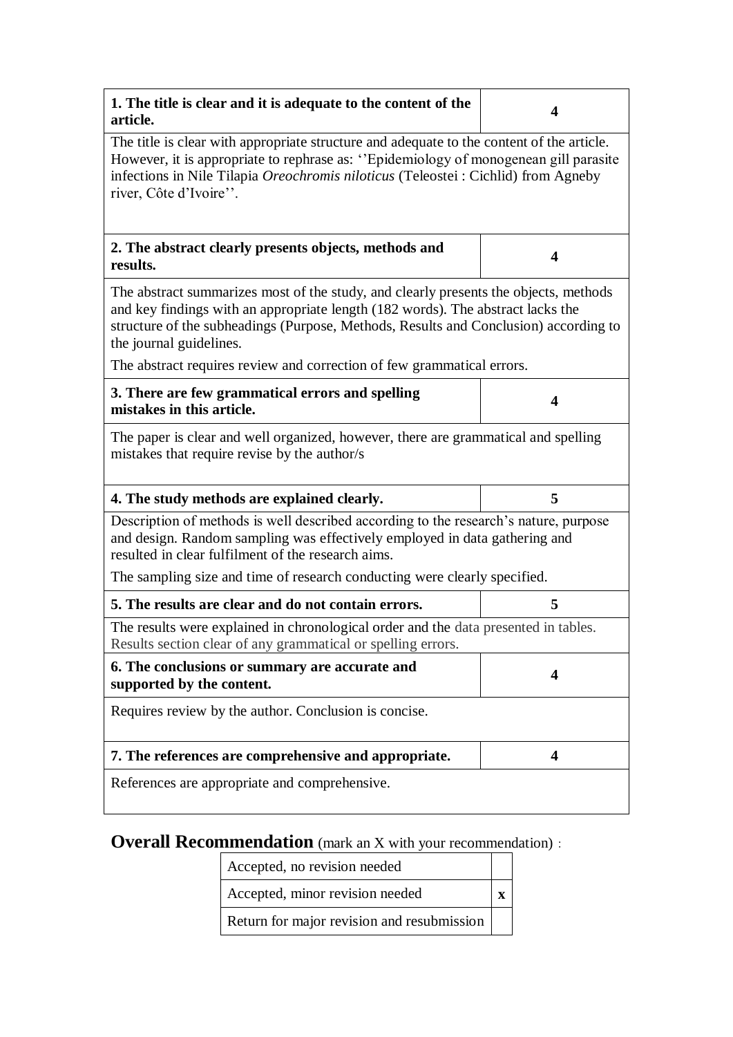| **1. The title is clear and it is adequate to the content of the article.** | **4** |
|---|---|
| The title is clear with appropriate structure and adequate to the content of the article. However, it is appropriate to rephrase as: ‘’Epidemiology of monogenean gill parasite infections in Nile Tilapia *Oreochromis niloticus* (Teleostei : Cichlid) from Agneby river, Côte d’Ivoire’’. | |
| **2. The abstract clearly presents objects, methods and results.** | **4** |
| The abstract summarizes most of the study, and clearly presents the objects, methods and key findings with an appropriate length (182 words). The abstract lacks the structure of the subheadings (Purpose, Methods, Results and Conclusion) according to the journal guidelines. The abstract requires review and correction of few grammatical errors. | |
| **3. There are few grammatical errors and spelling mistakes in this article.** | **4** |
| The paper is clear and well organized, however, there are grammatical and spelling mistakes that require revise by the author/s | |
| **4. The study methods are explained clearly.** | **5** |
| Description of methods is well described according to the research’s nature, purpose and design. Random sampling was effectively employed in data gathering and resulted in clear fulfilment of the research aims. The sampling size and time of research conducting were clearly specified. | |
| **5. The results are clear and do not contain errors.** | **5** |
| The results were explained in chronological order and the data presented in tables. Results section clear of any grammatical or spelling errors. | |
| **6. The conclusions or summary are accurate and supported by the content.** | **4** |
| Requires review by the author. Conclusion is concise. | |
| **7. The references are comprehensive and appropriate.** | **4** |
| References are appropriate and comprehensive. | |

## **Overall Recommendation** (mark an X with your recommendation) :

| | |
|---|---|
| Accepted, no revision needed | |
| Accepted, minor revision needed | **x** |
| Return for major revision and resubmission | |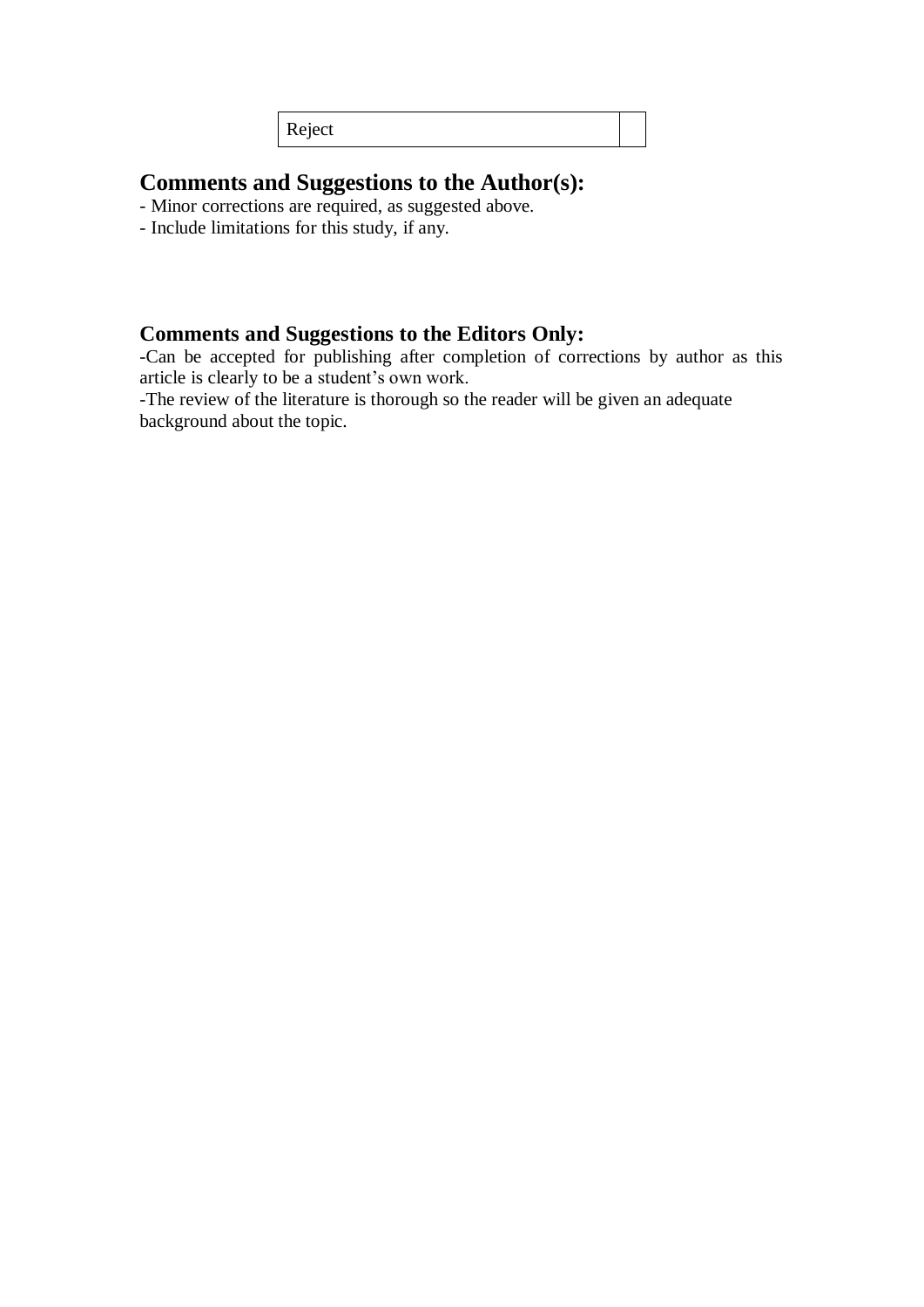| | |
|---|---|
| Reject | |

## Comments and Suggestions to the Author(s):

- Minor corrections are required, as suggested above.
- Include limitations for this study, if any.

## Comments and Suggestions to the Editors Only:

-Can be accepted for publishing after completion of corrections by author as this article is clearly to be a student's own work.

-The review of the literature is thorough so the reader will be given an adequate background about the topic.